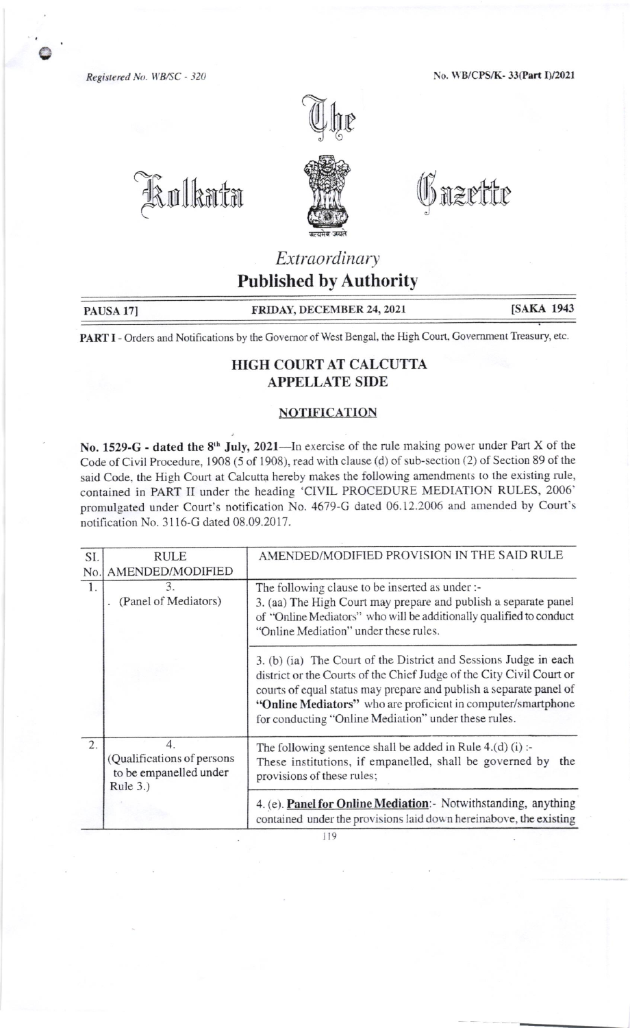Registered No. WB/SC - 320

No. WB/CPS/K- 33(Part I)/2021

# The Kolkata Gazette

## *Extraordinary*

## Published by Authority

**PAUSA 17] FRIDAY, DECEMBER 24, 2021 [SAKA 1943**

**PART I** - Orders and Notifications by the Governor of West Bengal, the High Court, Government Treasury, etc.

## HIGH COURT AT CALCUTTA
## APPELLATE SIDE

### NOTIFICATION

**No. 1529-G - dated the 8th July, 2021**—In exercise of the rule making power under Part X of the Code of Civil Procedure, 1908 (5 of 1908), read with clause (d) of sub-section (2) of Section 89 of the said Code, the High Court at Calcutta hereby makes the following amendments to the existing rule, contained in PART II under the heading 'CIVIL PROCEDURE MEDIATION RULES, 2006' promulgated under Court's notification No. 4679-G dated 06.12.2006 and amended by Court's notification No. 3116-G dated 08.09.2017.

| Sl. No. | RULE AMENDED/MODIFIED | AMENDED/MODIFIED PROVISION IN THE SAID RULE |
|---|---|---|
| 1. | 3. (Panel of Mediators) | The following clause to be inserted as under :- 3. (aa) The High Court may prepare and publish a separate panel of "Online Mediators" who will be additionally qualified to conduct "Online Mediation" under these rules. |
| | | 3. (b) (ia) The Court of the District and Sessions Judge in each district or the Courts of the Chief Judge of the City Civil Court or courts of equal status may prepare and publish a separate panel of **"Online Mediators"** who are proficient in computer/smartphone for conducting "Online Mediation" under these rules. |
| 2. | 4. (Qualifications of persons to be empanelled under Rule 3.) | The following sentence shall be added in Rule 4.(d) (i) :- These institutions, if empanelled, shall be governed by the provisions of these rules; |
| | | 4. (e). **Panel for Online Mediation**:- Notwithstanding, anything contained under the provisions laid down hereinabove, the existing |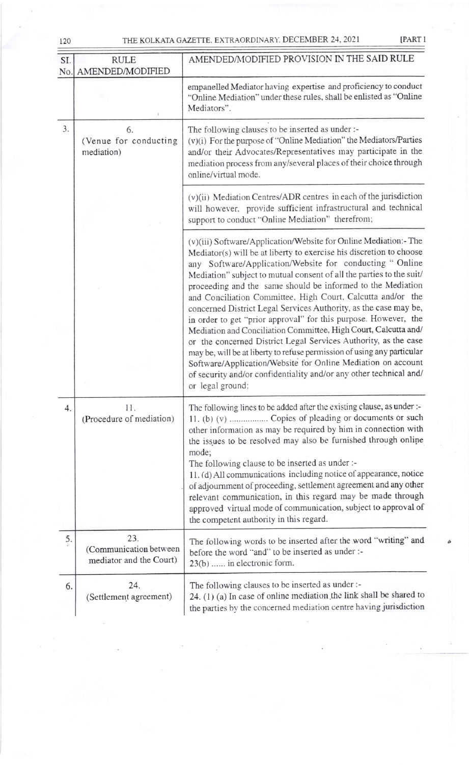| Sl. No. | RULE AMENDED/MODIFIED | AMENDED/MODIFIED PROVISION IN THE SAID RULE |
|---|---|---|
| | | empanelled Mediator having expertise and proficiency to conduct "Online Mediation" under these rules, shall be enlisted as "Online Mediators". |
| 3. | 6. (Venue for conducting mediation) | The following clauses to be inserted as under :- (v)(i) For the purpose of "Online Mediation" the Mediators/Parties and/or their Advocates/Representatives may participate in the mediation process from any/several places of their choice through online/virtual mode. |
| | | (v)(ii) Mediation Centres/ADR centres in each of the jurisdiction will however, provide sufficient infrastructural and technical support to conduct "Online Mediation" therefrom; |
| | | (v)(iii) Software/Application/Website for Online Mediation:- The Mediator(s) will be at liberty to exercise his discretion to choose any Software/Application/Website for conducting " Online Mediation" subject to mutual consent of all the parties to the suit/ proceeding and the same should be informed to the Mediation and Conciliation Committee, High Court, Calcutta and/or the concerned District Legal Services Authority, as the case may be, in order to get "prior approval" for this purpose. However, the Mediation and Conciliation Committee, High Court, Calcutta and/ or the concerned District Legal Services Authority, as the case may be, will be at liberty to refuse permission of using any particular Software/Application/Website for Online Mediation on account of security and/or confidentiality and/or any other technical and/ or legal ground; |
| 4. | 11. (Procedure of mediation) | The following lines to be added after the existing clause, as under :- 11. (b) (v) ................ Copies of pleading or documents or such other information as may be required by him in connection with the issues to be resolved may also be furnished through online mode; The following clause to be inserted as under :- 11. (d) All communications including notice of appearance, notice of adjournment of proceeding, settlement agreement and any other relevant communication, in this regard may be made through approved virtual mode of communication, subject to approval of the competent authority in this regard. |
| 5. | 23. (Communication between mediator and the Court) | The following words to be inserted after the word "writing" and before the word "and" to be inserted as under :- 23(b) ...... in electronic form. |
| 6. | 24. (Settlement agreement) | The following clauses to be inserted as under :- 24. (1) (a) In case of online mediation the link shall be shared to the parties by the concerned mediation centre having jurisdiction |